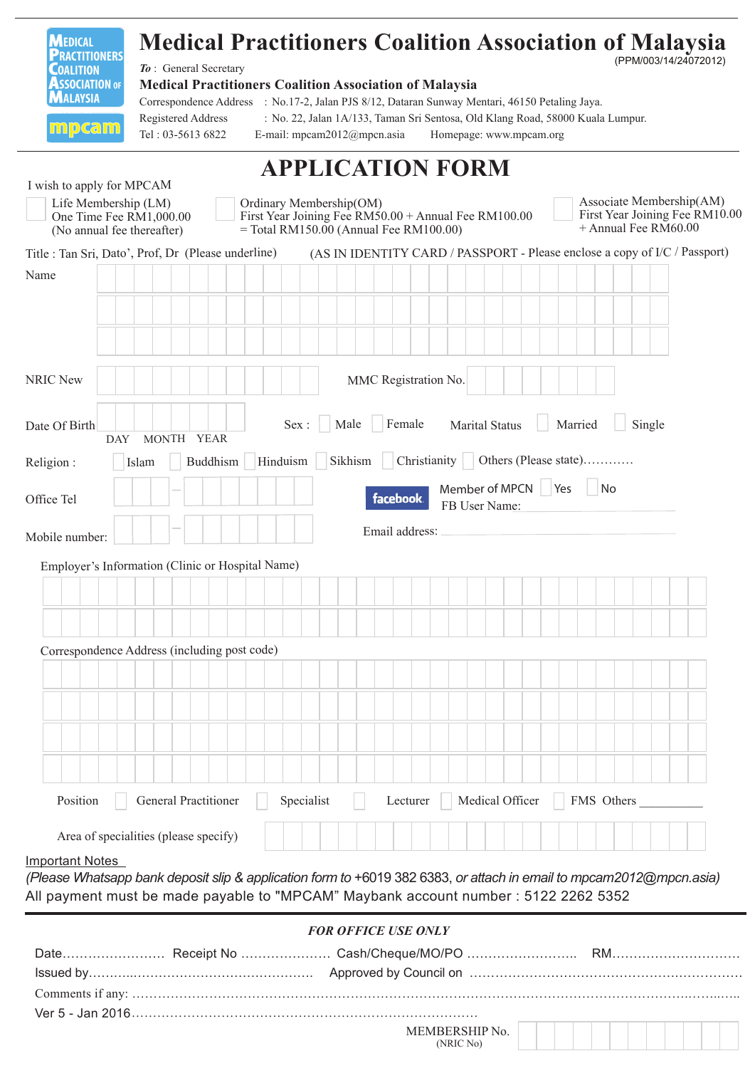MEDICAL PRACTITIONERS COALITION ASSOCIATION OF MALAYSIA

mpcam

# Medical Practitioners Coalition Association of Malaysia

(PPM/003/14/24072012)

***To*** : General Secretary

**Medical Practitioners Coalition Association of Malaysia**

Correspondence Address : No.17-2, Jalan PJS 8/12, Dataran Sunway Mentari, 46150 Petaling Jaya.

Registered Address : No. 22, Jalan 1A/133, Taman Sri Sentosa, Old Klang Road, 58000 Kuala Lumpur.

Tel : 03-5613 6822 E-mail: mpcam2012@mpcn.asia Homepage: www.mpcam.org

## APPLICATION FORM

I wish to apply for MPCAM

☐ Life Membership (LM) One Time Fee RM1,000.00 (No annual fee thereafter)

☐ Ordinary Membership(OM) First Year Joining Fee RM50.00 + Annual Fee RM100.00 = Total RM150.00 (Annual Fee RM100.00)

☐ Associate Membership(AM) First Year Joining Fee RM10.00 + Annual Fee RM60.00

Title : Tan Sri, Dato', Prof, Dr (Please underline) (AS IN IDENTITY CARD / PASSPORT - Please enclose a copy of I/C / Passport)

Name

NRIC New MMC Registration No.

Date Of Birth (DAY MONTH YEAR) Sex : ☐ Male ☐ Female Marital Status ☐ Married ☐ Single

Religion : ☐ Islam ☐ Buddhism ☐ Hinduism ☐ Sikhism ☐ Christianity ☐ Others (Please state)............

Office Tel

facebook Member of MPCN ☐ Yes ☐ No

FB User Name: ____________________

Mobile number:

Email address: ____________________

Employer's Information (Clinic or Hospital Name)

Correspondence Address (including post code)

Position ☐ General Practitioner ☐ Specialist ☐ Lecturer ☐ Medical Officer ☐ FMS Others __________

Area of specialities (please specify)

Important Notes

*(Please Whatsapp bank deposit slip & application form to +6019 382 6383, or attach in email to mpcam2012@mpcn.asia)*

All payment must be made payable to "MPCAM" Maybank account number : 5122 2262 5352

***FOR OFFICE USE ONLY***

Date........................ Receipt No ..................... Cash/Cheque/MO/PO ......................... RM.............................

Issued by.......................................................... Approved by Council on ...............................................................

Comments if any: .......................................................................................................................................................

Ver 5 - Jan 2016................................................................................

MEMBERSHIP No. (NRIC No)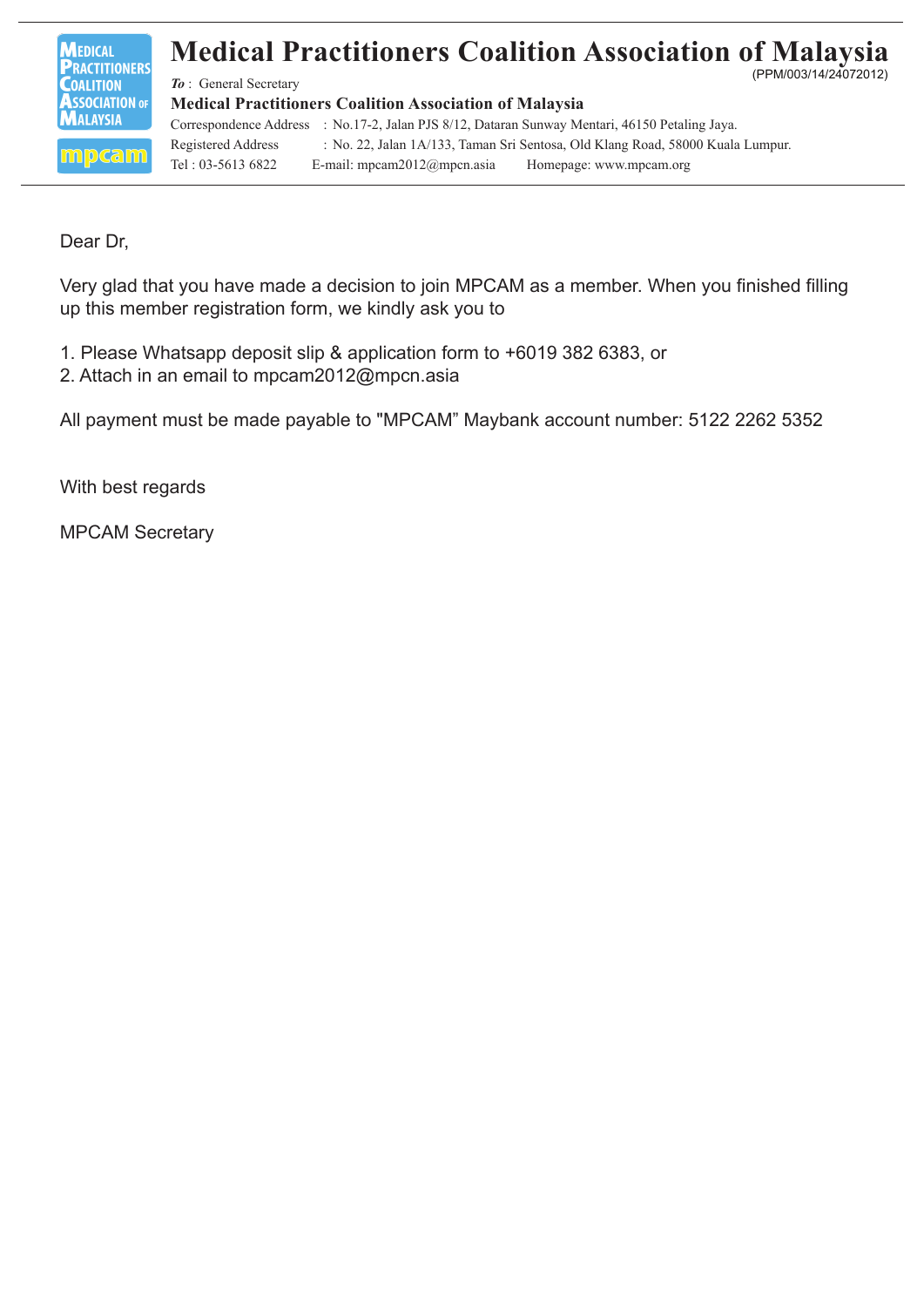# Medical Practitioners Coalition Association of Malaysia

(PPM/003/14/24072012)

***To*** : General Secretary

**Medical Practitioners Coalition Association of Malaysia**

Correspondence Address : No.17-2, Jalan PJS 8/12, Dataran Sunway Mentari, 46150 Petaling Jaya.

Registered Address : No. 22, Jalan 1A/133, Taman Sri Sentosa, Old Klang Road, 58000 Kuala Lumpur.

Tel : 03-5613 6822 E-mail: mpcam2012@mpcn.asia Homepage: www.mpcam.org

Dear Dr,

Very glad that you have made a decision to join MPCAM as a member. When you finished filling up this member registration form, we kindly ask you to

1. Please Whatsapp deposit slip & application form to +6019 382 6383, or
2. Attach in an email to mpcam2012@mpcn.asia

All payment must be made payable to "MPCAM" Maybank account number: 5122 2262 5352

With best regards

MPCAM Secretary